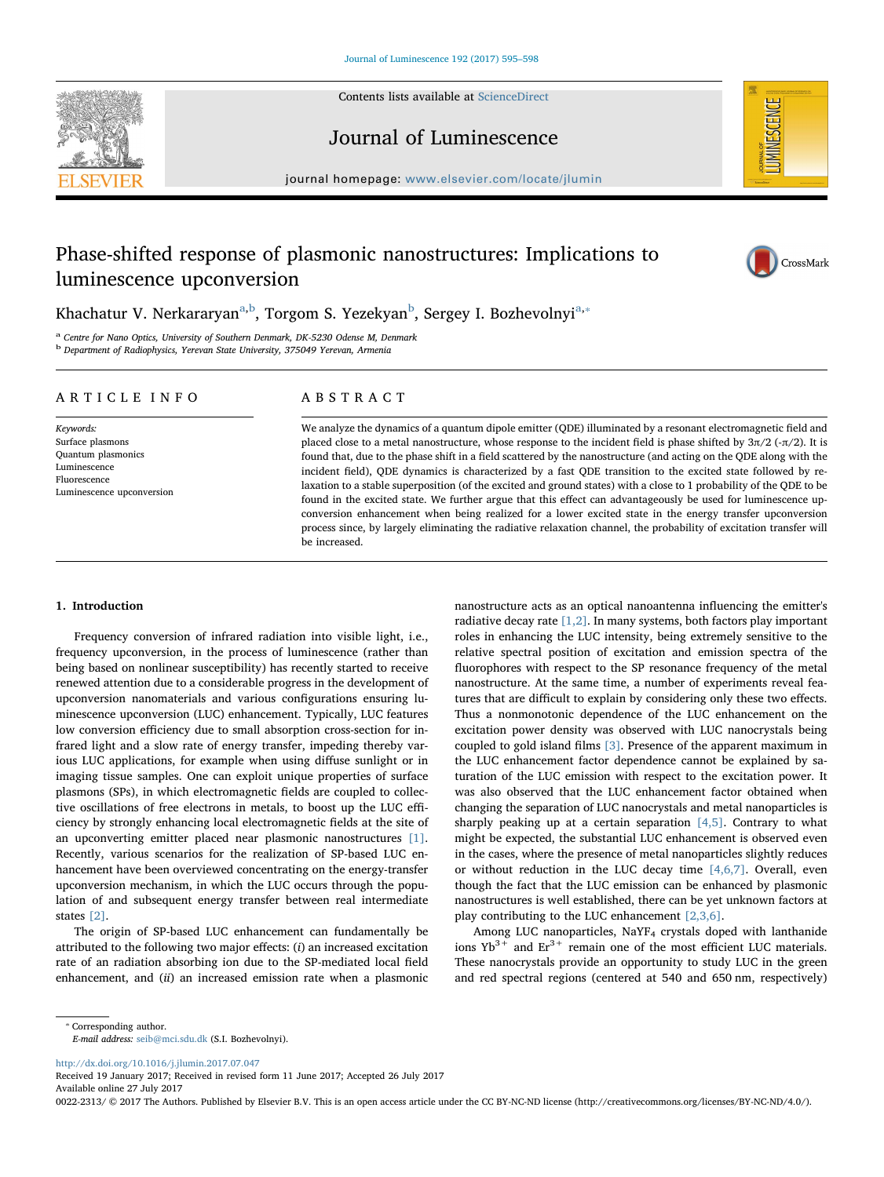# Phase-shifted response of plasmonic nanostructures: Implications to luminescence upconversion

Khachatur V. Nerkararyan[a,b], Torgom S. Yezekyan[b], Sergey I. Bozhevolnyi[a,*]

[a] Centre for Nano Optics, University of Southern Denmark, DK-5230 Odense M, Denmark
[b] Department of Radiophysics, Yerevan State University, 375049 Yerevan, Armenia

## ARTICLE INFO

*Keywords:*
Surface plasmons
Quantum plasmonics
Luminescence
Fluorescence
Luminescence upconversion

## ABSTRACT

We analyze the dynamics of a quantum dipole emitter (QDE) illuminated by a resonant electromagnetic field and placed close to a metal nanostructure, whose response to the incident field is phase shifted by $3\pi/2$ ($-\pi/2$). It is found that, due to the phase shift in a field scattered by the nanostructure (and acting on the QDE along with the incident field), QDE dynamics is characterized by a fast QDE transition to the excited state followed by relaxation to a stable superposition (of the excited and ground states) with a close to 1 probability of the QDE to be found in the excited state. We further argue that this effect can advantageously be used for luminescence upconversion enhancement when being realized for a lower excited state in the energy transfer upconversion process since, by largely eliminating the radiative relaxation channel, the probability of excitation transfer will be increased.

## 1. Introduction

Frequency conversion of infrared radiation into visible light, i.e., frequency upconversion, in the process of luminescence (rather than being based on nonlinear susceptibility) has recently started to receive renewed attention due to a considerable progress in the development of upconversion nanomaterials and various configurations ensuring luminescence upconversion (LUC) enhancement. Typically, LUC features low conversion efficiency due to small absorption cross-section for infrared light and a slow rate of energy transfer, impeding thereby various LUC applications, for example when using diffuse sunlight or in imaging tissue samples. One can exploit unique properties of surface plasmons (SPs), in which electromagnetic fields are coupled to collective oscillations of free electrons in metals, to boost up the LUC efficiency by strongly enhancing local electromagnetic fields at the site of an upconverting emitter placed near plasmonic nanostructures [1]. Recently, various scenarios for the realization of SP-based LUC enhancement have been overviewed concentrating on the energy-transfer upconversion mechanism, in which the LUC occurs through the population of and subsequent energy transfer between real intermediate states [2].

The origin of SP-based LUC enhancement can fundamentally be attributed to the following two major effects: (*i*) an increased excitation rate of an radiation absorbing ion due to the SP-mediated local field enhancement, and (*ii*) an increased emission rate when a plasmonic nanostructure acts as an optical nanoantenna influencing the emitter's radiative decay rate [1,2]. In many systems, both factors play important roles in enhancing the LUC intensity, being extremely sensitive to the relative spectral position of excitation and emission spectra of the fluorophores with respect to the SP resonance frequency of the metal nanostructure. At the same time, a number of experiments reveal features that are difficult to explain by considering only these two effects. Thus a nonmonotonic dependence of the LUC enhancement on the excitation power density was observed with LUC nanocrystals being coupled to gold island films [3]. Presence of the apparent maximum in the LUC enhancement factor dependence cannot be explained by saturation of the LUC emission with respect to the excitation power. It was also observed that the LUC enhancement factor obtained when changing the separation of LUC nanocrystals and metal nanoparticles is sharply peaking up at a certain separation [4,5]. Contrary to what might be expected, the substantial LUC enhancement is observed even in the cases, where the presence of metal nanoparticles slightly reduces or without reduction in the LUC decay time [4,6,7]. Overall, even though the fact that the LUC emission can be enhanced by plasmonic nanostructures is well established, there can be yet unknown factors at play contributing to the LUC enhancement [2,3,6].

Among LUC nanoparticles, $NaYF_4$ crystals doped with lanthanide ions $Yb^{3+}$ and $Er^{3+}$ remain one of the most efficient LUC materials. These nanocrystals provide an opportunity to study LUC in the green and red spectral regions (centered at 540 and 650 nm, respectively)

* Corresponding author.
*E-mail address:* seib@mci.sdu.dk (S.I. Bozhevolnyi).

http://dx.doi.org/10.1016/j.jlumin.2017.07.047
Received 19 January 2017; Received in revised form 11 June 2017; Accepted 26 July 2017
Available online 27 July 2017
0022-2313/ © 2017 The Authors. Published by Elsevier B.V. This is an open access article under the CC BY-NC-ND license (http://creativecommons.org/licenses/BY-NC-ND/4.0/).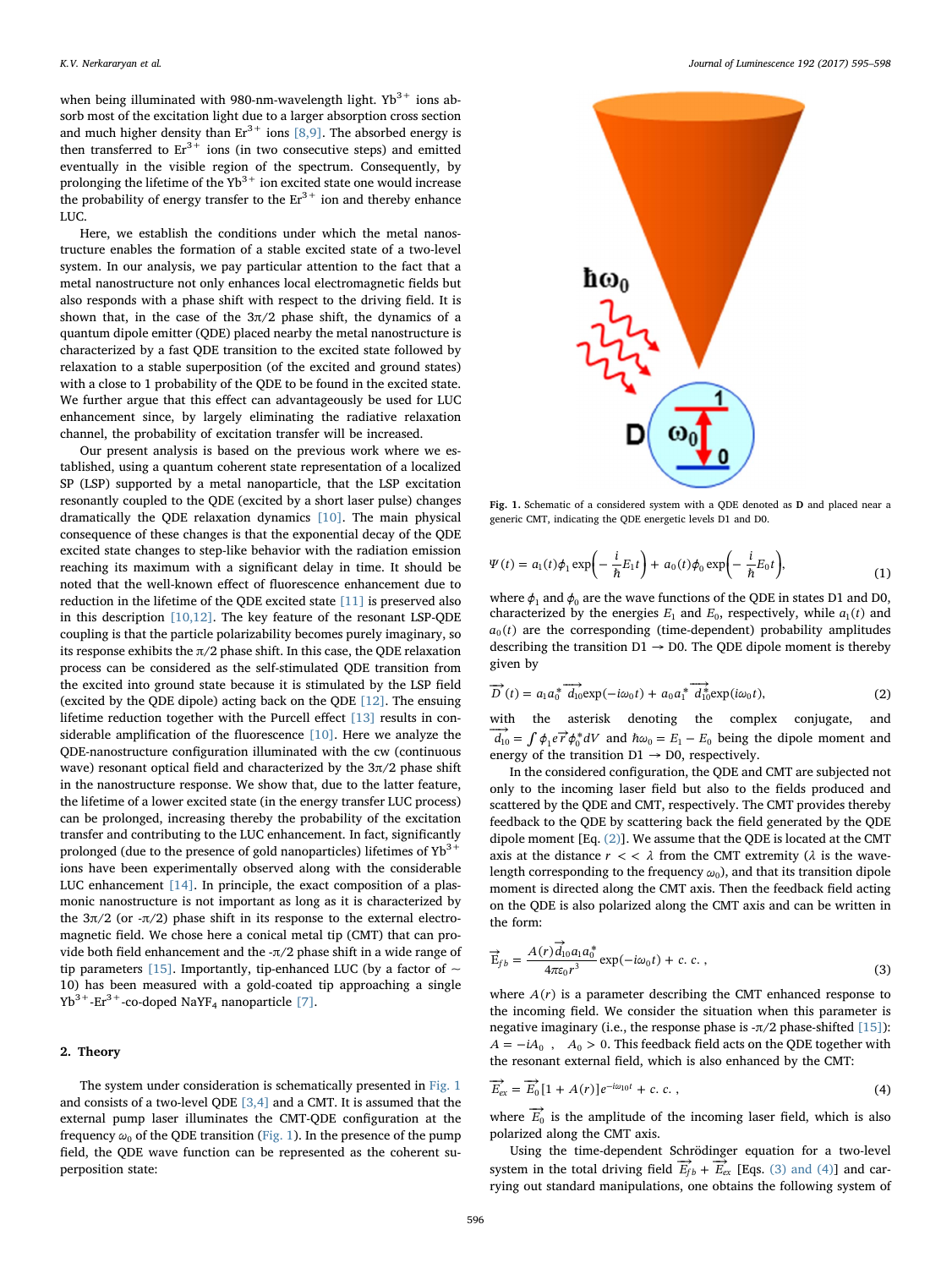when being illuminated with 980-nm-wavelength light. $Yb^{3+}$ ions absorb most of the excitation light due to a larger absorption cross section and much higher density than $Er^{3+}$ ions [8,9]. The absorbed energy is then transferred to $Er^{3+}$ ions (in two consecutive steps) and emitted eventually in the visible region of the spectrum. Consequently, by prolonging the lifetime of the $Yb^{3+}$ ion excited state one would increase the probability of energy transfer to the $Er^{3+}$ ion and thereby enhance LUC.

Here, we establish the conditions under which the metal nanostructure enables the formation of a stable excited state of a two-level system. In our analysis, we pay particular attention to the fact that a metal nanostructure not only enhances local electromagnetic fields but also responds with a phase shift with respect to the driving field. It is shown that, in the case of the $3\pi/2$ phase shift, the dynamics of a quantum dipole emitter (QDE) placed nearby the metal nanostructure is characterized by a fast QDE transition to the excited state followed by relaxation to a stable superposition (of the excited and ground states) with a close to 1 probability of the QDE to be found in the excited state. We further argue that this effect can advantageously be used for LUC enhancement since, by largely eliminating the radiative relaxation channel, the probability of excitation transfer will be increased.

Our present analysis is based on the previous work where we established, using a quantum coherent state representation of a localized SP (LSP) supported by a metal nanoparticle, that the LSP excitation resonantly coupled to the QDE (excited by a short laser pulse) changes dramatically the QDE relaxation dynamics [10]. The main physical consequence of these changes is that the exponential decay of the QDE excited state changes to step-like behavior with the radiation emission reaching its maximum with a significant delay in time. It should be noted that the well-known effect of fluorescence enhancement due to reduction in the lifetime of the QDE excited state [11] is preserved also in this description [10,12]. The key feature of the resonant LSP-QDE coupling is that the particle polarizability becomes purely imaginary, so its response exhibits the $\pi/2$ phase shift. In this case, the QDE relaxation process can be considered as the self-stimulated QDE transition from the excited into ground state because it is stimulated by the LSP field (excited by the QDE dipole) acting back on the QDE [12]. The ensuing lifetime reduction together with the Purcell effect [13] results in considerable amplification of the fluorescence [10]. Here we analyze the QDE-nanostructure configuration illuminated with the cw (continuous wave) resonant optical field and characterized by the $3\pi/2$ phase shift in the nanostructure response. We show that, due to the latter feature, the lifetime of a lower excited state (in the energy transfer LUC process) can be prolonged, increasing thereby the probability of the excitation transfer and contributing to the LUC enhancement. In fact, significantly prolonged (due to the presence of gold nanoparticles) lifetimes of $Yb^{3+}$ ions have been experimentally observed along with the considerable LUC enhancement [14]. In principle, the exact composition of a plasmonic nanostructure is not important as long as it is characterized by the $3\pi/2$ (or $-\pi/2$) phase shift in its response to the external electromagnetic field. We chose here a conical metal tip (CMT) that can provide both field enhancement and the $-\pi/2$ phase shift in a wide range of tip parameters [15]. Importantly, tip-enhanced LUC (by a factor of ~ 10) has been measured with a gold-coated tip approaching a single $Yb^{3+}$-$Er^{3+}$-co-doped $NaYF_4$ nanoparticle [7].

## 2. Theory

The system under consideration is schematically presented in Fig. 1 and consists of a two-level QDE [3,4] and a CMT. It is assumed that the external pump laser illuminates the CMT-QDE configuration at the frequency $\omega_0$ of the QDE transition (Fig. 1). In the presence of the pump field, the QDE wave function can be represented as the coherent superposition state:

Fig. 1. Schematic of a considered system with a QDE denoted as **D** and placed near a generic CMT, indicating the QDE energetic levels D1 and D0.

$$\Psi(t) = a_1(t)\phi_1 \exp\left(-\frac{i}{\hbar}E_1 t\right) + a_0(t)\phi_0 \exp\left(-\frac{i}{\hbar}E_0 t\right), \tag{1}$$

where $\phi_1$ and $\phi_0$ are the wave functions of the QDE in states D1 and D0, characterized by the energies $E_1$ and $E_0$, respectively, while $a_1(t)$ and $a_0(t)$ are the corresponding (time-dependent) probability amplitudes describing the transition D1 → D0. The QDE dipole moment is thereby given by

$$\vec{D}(t) = a_1 a_0^* \vec{d_{10}} \exp(-i\omega_0 t) + a_0 a_1^* \vec{d_{10}^*} \exp(i\omega_0 t), \tag{2}$$

with the asterisk denoting the complex conjugate, and $\vec{d_{10}} = \int \phi_1 e\vec{r}\phi_0^* dV$ and $\hbar\omega_0 = E_1 - E_0$ being the dipole moment and energy of the transition D1 → D0, respectively.

In the considered configuration, the QDE and CMT are subjected not only to the incoming laser field but also to the fields produced and scattered by the QDE and CMT, respectively. The CMT provides thereby feedback to the QDE by scattering back the field generated by the QDE dipole moment [Eq. (2)]. We assume that the QDE is located at the CMT axis at the distance $r << \lambda$ from the CMT extremity ($\lambda$ is the wavelength corresponding to the frequency $\omega_0$), and that its transition dipole moment is directed along the CMT axis. Then the feedback field acting on the QDE is also polarized along the CMT axis and can be written in the form:

$$\vec{E}_{fb} = \frac{A(r)\vec{d}_{10} a_1 a_0^*}{4\pi\varepsilon_0 r^3} \exp(-i\omega_0 t) + c.\,c.\,, \tag{3}$$

where $A(r)$ is a parameter describing the CMT enhanced response to the incoming field. We consider the situation when this parameter is negative imaginary (i.e., the response phase is $-\pi/2$ phase-shifted [15]): $A = -iA_0$ , $A_0 > 0$. This feedback field acts on the QDE together with the resonant external field, which is also enhanced by the CMT:

$$\vec{E}_{ex} = \vec{E}_0 [1 + A(r)] e^{-i\omega_{10} t} + c.\,c.\,, \tag{4}$$

where $\vec{E}_0$ is the amplitude of the incoming laser field, which is also polarized along the CMT axis.

Using the time-dependent Schrödinger equation for a two-level system in the total driving field $\vec{E}_{fb} + \vec{E}_{ex}$ [Eqs. (3) and (4)] and carrying out standard manipulations, one obtains the following system of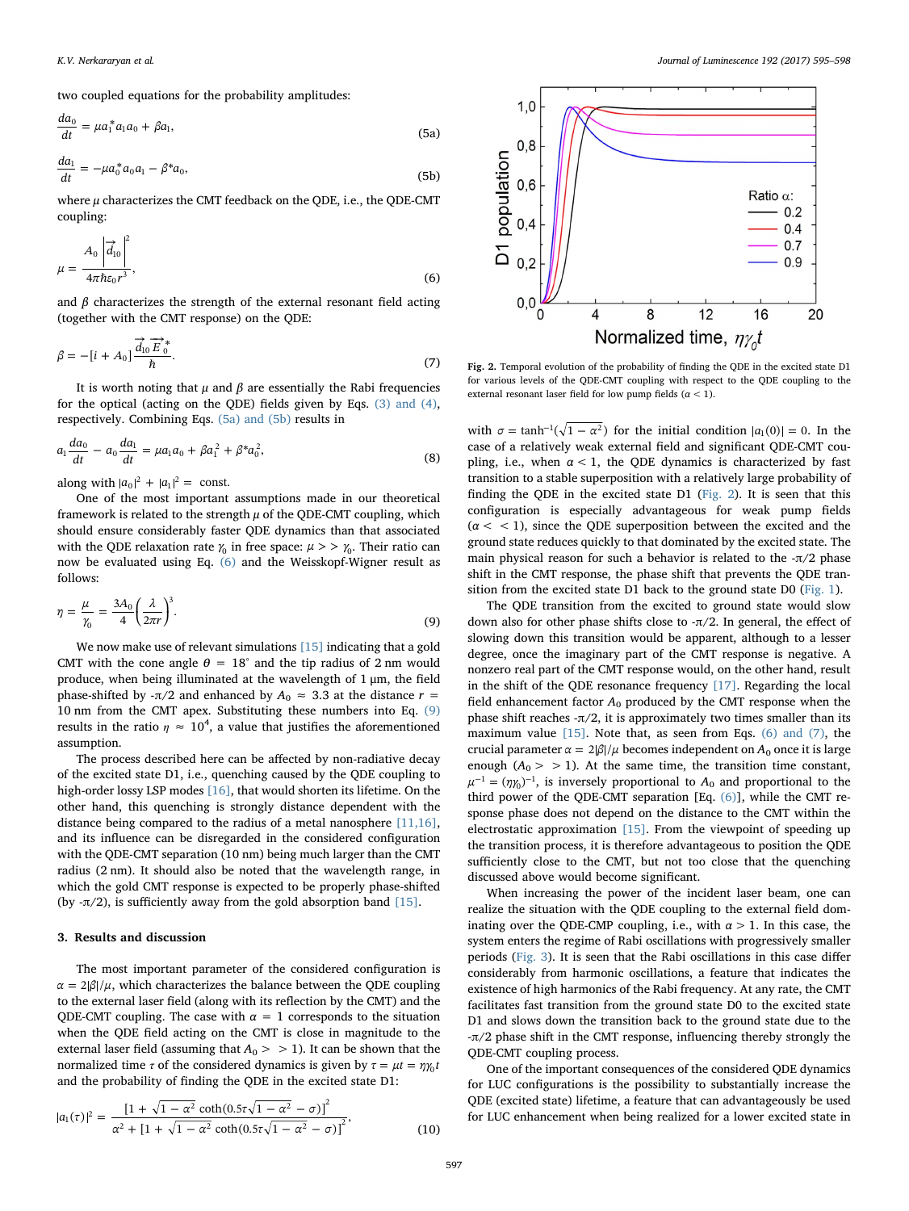two coupled equations for the probability amplitudes:

$$\frac{da_0}{dt} = \mu a_1^* a_1 a_0 + \beta a_1, \tag{5a}$$

$$\frac{da_1}{dt} = -\mu a_0^* a_0 a_1 - \beta^* a_0, \tag{5b}$$

where $\mu$ characterizes the CMT feedback on the QDE, i.e., the QDE-CMT coupling:

$$\mu = \frac{A_0 \left|\vec{d}_{10}\right|^2}{4\pi\hbar\varepsilon_0 r^3}, \tag{6}$$

and $\beta$ characterizes the strength of the external resonant field acting (together with the CMT response) on the QDE:

$$\beta = -[i + A_0]\frac{\vec{d}_{10}\vec{E}_0^*}{\hbar}. \tag{7}$$

It is worth noting that $\mu$ and $\beta$ are essentially the Rabi frequencies for the optical (acting on the QDE) fields given by Eqs. (3) and (4), respectively. Combining Eqs. (5a) and (5b) results in

$$a_1\frac{da_0}{dt} - a_0\frac{da_1}{dt} = \mu a_1 a_0 + \beta a_1^2 + \beta^* a_0^2, \tag{8}$$

along with $|a_0|^2 + |a_1|^2 = $ const.

One of the most important assumptions made in our theoretical framework is related to the strength $\mu$ of the QDE-CMT coupling, which should ensure considerably faster QDE dynamics than that associated with the QDE relaxation rate $\gamma_0$ in free space: $\mu >> \gamma_0$. Their ratio can now be evaluated using Eq. (6) and the Weisskopf-Wigner result as follows:

$$\eta = \frac{\mu}{\gamma_0} = \frac{3A_0}{4}\left(\frac{\lambda}{2\pi r}\right)^3. \tag{9}$$

We now make use of relevant simulations [15] indicating that a gold CMT with the cone angle $\theta = 18^{\circ}$ and the tip radius of 2 nm would produce, when being illuminated at the wavelength of 1 µm, the field phase-shifted by -π/2 and enhanced by $A_0 \approx 3.3$ at the distance $r = 10$ nm from the CMT apex. Substituting these numbers into Eq. (9) results in the ratio $\eta \approx 10^4$, a value that justifies the aforementioned assumption.

The process described here can be affected by non-radiative decay of the excited state D1, i.e., quenching caused by the QDE coupling to high-order lossy LSP modes [16], that would shorten its lifetime. On the other hand, this quenching is strongly distance dependent with the distance being compared to the radius of a metal nanosphere [11,16], and its influence can be disregarded in the considered configuration with the QDE-CMT separation (10 nm) being much larger than the CMT radius (2 nm). It should also be noted that the wavelength range, in which the gold CMT response is expected to be properly phase-shifted (by -π/2), is sufficiently away from the gold absorption band [15].

## 3. Results and discussion

The most important parameter of the considered configuration is $\alpha = 2|\beta|/\mu$, which characterizes the balance between the QDE coupling to the external laser field (along with its reflection by the CMT) and the QDE-CMT coupling. The case with $\alpha = 1$ corresponds to the situation when the QDE field acting on the CMT is close in magnitude to the external laser field (assuming that $A_0 >> 1$). It can be shown that the normalized time $\tau$ of the considered dynamics is given by $\tau = \mu t = \eta\gamma_0 t$ and the probability of finding the QDE in the excited state D1:

$$|a_1(\tau)|^2 = \frac{\left[1 + \sqrt{1-\alpha^2}\coth(0.5\tau\sqrt{1-\alpha^2} - \sigma)\right]^2}{\alpha^2 + \left[1 + \sqrt{1-\alpha^2}\coth(0.5\tau\sqrt{1-\alpha^2} - \sigma)\right]^2}, \tag{10}$$

Fig. 2. Temporal evolution of the probability of finding the QDE in the excited state D1 for various levels of the QDE-CMT coupling with respect to the QDE coupling to the external resonant laser field for low pump fields ($\alpha < 1$).

with $\sigma = \tanh^{-1}(\sqrt{1-\alpha^2})$ for the initial condition $|a_1(0)| = 0$. In the case of a relatively weak external field and significant QDE-CMT coupling, i.e., when $\alpha < 1$, the QDE dynamics is characterized by fast transition to a stable superposition with a relatively large probability of finding the QDE in the excited state D1 (Fig. 2). It is seen that this configuration is especially advantageous for weak pump fields ($\alpha << 1$), since the QDE superposition between the excited and the ground state reduces quickly to that dominated by the excited state. The main physical reason for such a behavior is related to the -π/2 phase shift in the CMT response, the phase shift that prevents the QDE transition from the excited state D1 back to the ground state D0 (Fig. 1).

The QDE transition from the excited to ground state would slow down also for other phase shifts close to -π/2. In general, the effect of slowing down this transition would be apparent, although to a lesser degree, once the imaginary part of the CMT response is negative. A nonzero real part of the CMT response would, on the other hand, result in the shift of the QDE resonance frequency [17]. Regarding the local field enhancement factor $A_0$ produced by the CMT response when the phase shift reaches -π/2, it is approximately two times smaller than its maximum value [15]. Note that, as seen from Eqs. (6) and (7), the crucial parameter $\alpha = 2|\beta|/\mu$ becomes independent on $A_0$ once it is large enough ($A_0 >> 1$). At the same time, the transition time constant, $\mu^{-1} = (\eta\gamma_0)^{-1}$, is inversely proportional to $A_0$ and proportional to the third power of the QDE-CMT separation [Eq. (6)], while the CMT response phase does not depend on the distance to the CMT within the electrostatic approximation [15]. From the viewpoint of speeding up the transition process, it is therefore advantageous to position the QDE sufficiently close to the CMT, but not too close that the quenching discussed above would become significant.

When increasing the power of the incident laser beam, one can realize the situation with the QDE coupling to the external field dominating over the QDE-CMP coupling, i.e., with $\alpha > 1$. In this case, the system enters the regime of Rabi oscillations with progressively smaller periods (Fig. 3). It is seen that the Rabi oscillations in this case differ considerably from harmonic oscillations, a feature that indicates the existence of high harmonics of the Rabi frequency. At any rate, the CMT facilitates fast transition from the ground state D0 to the excited state D1 and slows down the transition back to the ground state due to the -π/2 phase shift in the CMT response, influencing thereby strongly the QDE-CMT coupling process.

One of the important consequences of the considered QDE dynamics for LUC configurations is the possibility to substantially increase the QDE (excited state) lifetime, a feature that can advantageously be used for LUC enhancement when being realized for a lower excited state in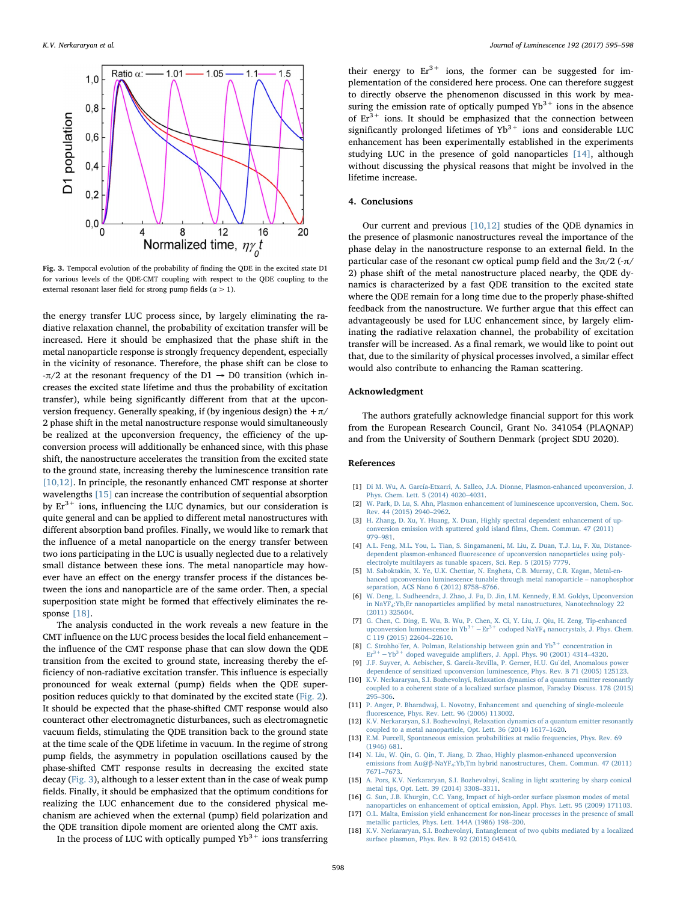Ratio α: 1.01 1.05 1.1 1.5

1,0
0,8
0,6
0,4
0,2
0,0

D1 population

0 4 8 12 16 20

Normalized time, $\eta\gamma_0 t$

**Fig. 3.** Temporal evolution of the probability of finding the QDE in the excited state D1 for various levels of the QDE-CMT coupling with respect to the QDE coupling to the external resonant laser field for strong pump fields ($\alpha > 1$).

the energy transfer LUC process since, by largely eliminating the radiative relaxation channel, the probability of excitation transfer will be increased. Here it should be emphasized that the phase shift in the metal nanoparticle response is strongly frequency dependent, especially in the vicinity of resonance. Therefore, the phase shift can be close to $-\pi/2$ at the resonant frequency of the D1 → D0 transition (which increases the excited state lifetime and thus the probability of excitation transfer), while being significantly different from that at the upconversion frequency. Generally speaking, if (by ingenious design) the $+\pi/2$ phase shift in the metal nanostructure response would simultaneously be realized at the upconversion frequency, the efficiency of the upconversion process will additionally be enhanced since, with this phase shift, the nanostructure accelerates the transition from the excited state to the ground state, increasing thereby the luminescence transition rate [10,12]. In principle, the resonantly enhanced CMT response at shorter wavelengths [15] can increase the contribution of sequential absorption by $Er^{3+}$ ions, influencing the LUC dynamics, but our consideration is quite general and can be applied to different metal nanostructures with different absorption band profiles. Finally, we would like to remark that the influence of a metal nanoparticle on the energy transfer between two ions participating in the LUC is usually neglected due to a relatively small distance between these ions. The metal nanoparticle may however have an effect on the energy transfer process if the distances between the ions and nanoparticle are of the same order. Then, a special superposition state might be formed that effectively eliminates the response [18].

The analysis conducted in the work reveals a new feature in the CMT influence on the LUC process besides the local field enhancement – the influence of the CMT response phase that can slow down the QDE transition from the excited to ground state, increasing thereby the efficiency of non-radiative excitation transfer. This influence is especially pronounced for weak external (pump) fields when the QDE superposition reduces quickly to that dominated by the excited state (Fig. 2). It should be expected that the phase-shifted CMT response would also counteract other electromagnetic disturbances, such as electromagnetic vacuum fields, stimulating the QDE transition back to the ground state at the time scale of the QDE lifetime in vacuum. In the regime of strong pump fields, the asymmetry in population oscillations caused by the phase-shifted CMT response results in decreasing the excited state decay (Fig. 3), although to a lesser extent than in the case of weak pump fields. Finally, it should be emphasized that the optimum conditions for realizing the LUC enhancement due to the considered physical mechanism are achieved when the external (pump) field polarization and the QDE transition dipole moment are oriented along the CMT axis.

In the process of LUC with optically pumped $Yb^{3+}$ ions transferring their energy to $Er^{3+}$ ions, the former can be suggested for implementation of the considered here process. One can therefore suggest to directly observe the phenomenon discussed in this work by measuring the emission rate of optically pumped $Yb^{3+}$ ions in the absence of $Er^{3+}$ ions. It should be emphasized that the connection between significantly prolonged lifetimes of $Yb^{3+}$ ions and considerable LUC enhancement has been experimentally established in the experiments studying LUC in the presence of gold nanoparticles [14], although without discussing the physical reasons that might be involved in the lifetime increase.

## 4. Conclusions

Our current and previous [10,12] studies of the QDE dynamics in the presence of plasmonic nanostructures reveal the importance of the phase delay in the nanostructure response to an external field. In the particular case of the resonant cw optical pump field and the $3\pi/2$ ($-\pi/2$) phase shift of the metal nanostructure placed nearby, the QDE dynamics is characterized by a fast QDE transition to the excited state where the QDE remain for a long time due to the properly phase-shifted feedback from the nanostructure. We further argue that this effect can advantageously be used for LUC enhancement since, by largely eliminating the radiative relaxation channel, the probability of excitation transfer will be increased. As a final remark, we would like to point out that, due to the similarity of physical processes involved, a similar effect would also contribute to enhancing the Raman scattering.

## Acknowledgment

The authors gratefully acknowledge financial support for this work from the European Research Council, Grant No. 341054 (PLAQNAP) and from the University of Southern Denmark (project SDU 2020).

## References

[1] Di M. Wu, A. García-Etxarri, A. Salleo, J.A. Dionne, Plasmon-enhanced upconversion, J. Phys. Chem. Lett. 5 (2014) 4020–4031.

[2] W. Park, D. Lu, S. Ahn, Plasmon enhancement of luminescence upconversion, Chem. Soc. Rev. 44 (2015) 2940–2962.

[3] H. Zhang, D. Xu, Y. Huang, X. Duan, Highly spectral dependent enhancement of upconversion emission with sputtered gold island films, Chem. Commun. 47 (2011) 979–981.

[4] A.L. Feng, M.L. You, L. Tian, S. Singamaneni, M. Liu, Z. Duan, T.J. Lu, F. Xu, Distance-dependent plasmon-enhanced fluorescence of upconversion nanoparticles using polyelectrolyte multilayers as tunable spacers, Sci. Rep. 5 (2015) 7779.

[5] M. Saboktakin, X. Ye, U.K. Chettiar, N. Engheta, C.B. Murray, C.R. Kagan, Metal-enhanced upconversion luminescence tunable through metal nanoparticle – nanophosphor separation, ACS Nano 6 (2012) 8758–8766.

[6] W. Deng, L. Sudheendra, J. Zhao, J. Fu, D. Jin, I.M. Kennedy, E.M. Goldys, Upconversion in $NaYF_4$:Yb,Er nanoparticles amplified by metal nanostructures, Nanotechnology 22 (2011) 325604.

[7] G. Chen, C. Ding, E. Wu, B. Wu, P. Chen, X. Ci, Y. Liu, J. Qiu, H. Zeng, Tip-enhanced upconversion luminescence in $Yb^{3+}-Er^{3+}$ codoped $NaYF_4$ nanocrystals, J. Phys. Chem. C 119 (2015) 22604–22610.

[8] C. Strohhöfer, A. Polman, Relationship between gain and $Yb^{3+}$ concentration in $Er^{3+}-Yb^{3+}$ doped waveguide amplifiers, J. Appl. Phys. 90 (2001) 4314–4320.

[9] J.F. Suyver, A. Aebischer, S. García-Revilla, P. Gerner, H.U. Güdel, Anomalous power dependence of sensitized upconversion luminescence, Phys. Rev. B 71 (2005) 125123.

[10] K.V. Nerkararyan, S.I. Bozhevolnyi, Relaxation dynamics of a quantum emitter resonantly coupled to a coherent state of a localized surface plasmon, Faraday Discuss. 178 (2015) 295–306.

[11] P. Anger, P. Bharadwaj, L. Novotny, Enhancement and quenching of single-molecule fluorescence, Phys. Rev. Lett. 96 (2006) 113002.

[12] K.V. Nerkararyan, S.I. Bozhevolnyi, Relaxation dynamics of a quantum emitter resonantly coupled to a metal nanoparticle, Opt. Lett. 36 (2014) 1617–1620.

[13] E.M. Purcell, Spontaneous emission probabilities at radio frequencies, Phys. Rev. 69 (1946) 681.

[14] N. Liu, W. Qin, G. Qin, T. Jiang, D. Zhao, Highly plasmon-enhanced upconversion emissions from Au@β-$NaYF_4$:Yb,Tm hybrid nanostructures, Chem. Commun. 47 (2011) 7671–7673.

[15] A. Pors, K.V. Nerkararyan, S.I. Bozhevolnyi, Scaling in light scattering by sharp conical metal tips, Opt. Lett. 39 (2014) 3308–3311.

[16] G. Sun, J.B. Khurgin, C.C. Yang, Impact of high-order surface plasmon modes of metal nanoparticles on enhancement of optical emission, Appl. Phys. Lett. 95 (2009) 171103.

[17] O.L. Malta, Emission yield enhancement for non-linear processes in the presence of small metallic particles, Phys. Lett. 144A (1986) 198–200.

[18] K.V. Nerkararyan, S.I. Bozhevolnyi, Entanglement of two qubits mediated by a localized surface plasmon, Phys. Rev. B 92 (2015) 045410.